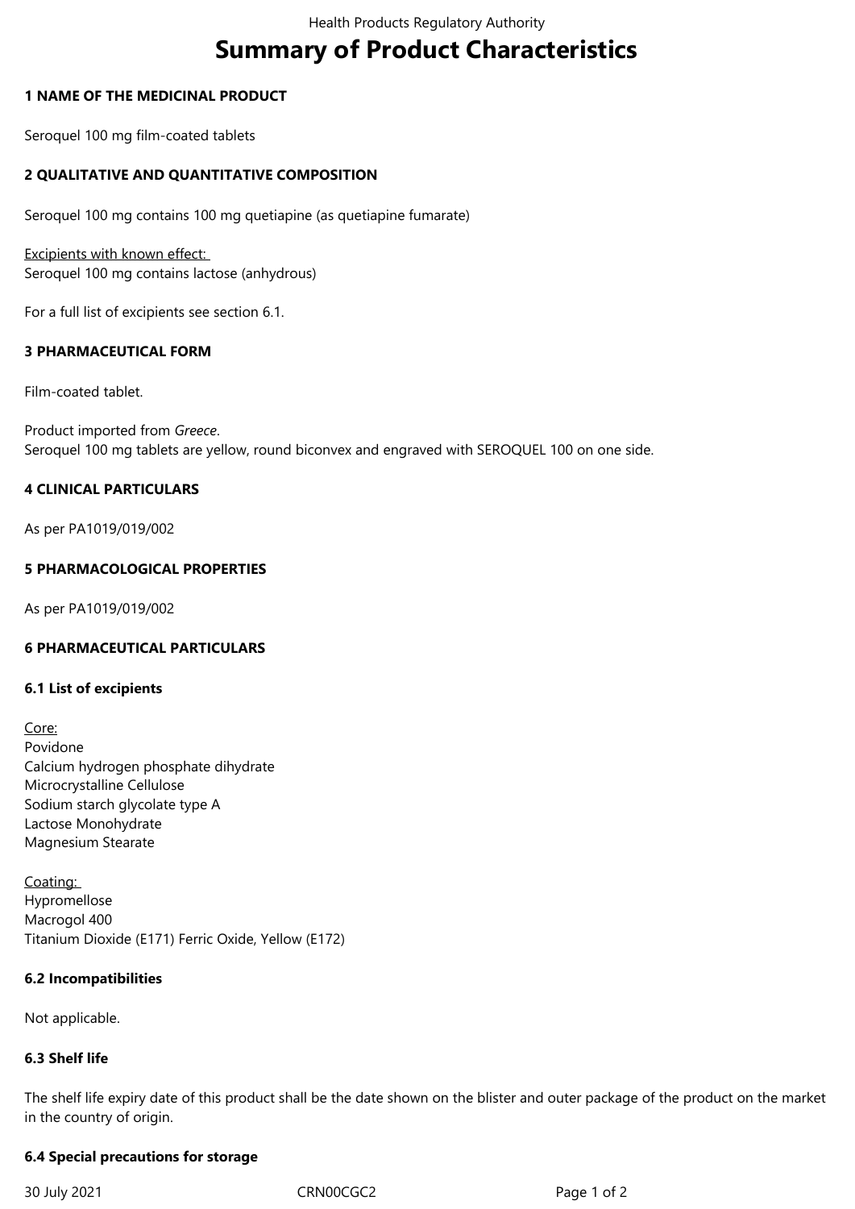Health Products Regulatory Authority

# Summary of Product Characteristics

## 1 NAME OF THE MEDICINAL PRODUCT

Seroquel 100 mg film-coated tablets

## 2 QUALITATIVE AND QUANTITATIVE COMPOSITION

Seroquel 100 mg contains 100 mg quetiapine (as quetiapine fumarate)

Excipients with known effect:
Seroquel 100 mg contains lactose (anhydrous)

For a full list of excipients see section 6.1.

## 3 PHARMACEUTICAL FORM

Film-coated tablet.

Product imported from *Greece*.
Seroquel 100 mg tablets are yellow, round biconvex and engraved with SEROQUEL 100 on one side.

## 4 CLINICAL PARTICULARS

As per PA1019/019/002

## 5 PHARMACOLOGICAL PROPERTIES

As per PA1019/019/002

## 6 PHARMACEUTICAL PARTICULARS

### 6.1 List of excipients

Core:
Povidone
Calcium hydrogen phosphate dihydrate
Microcrystalline Cellulose
Sodium starch glycolate type A
Lactose Monohydrate
Magnesium Stearate

Coating:
Hypromellose
Macrogol 400
Titanium Dioxide (E171) Ferric Oxide, Yellow (E172)

### 6.2 Incompatibilities

Not applicable.

### 6.3 Shelf life

The shelf life expiry date of this product shall be the date shown on the blister and outer package of the product on the market in the country of origin.

### 6.4 Special precautions for storage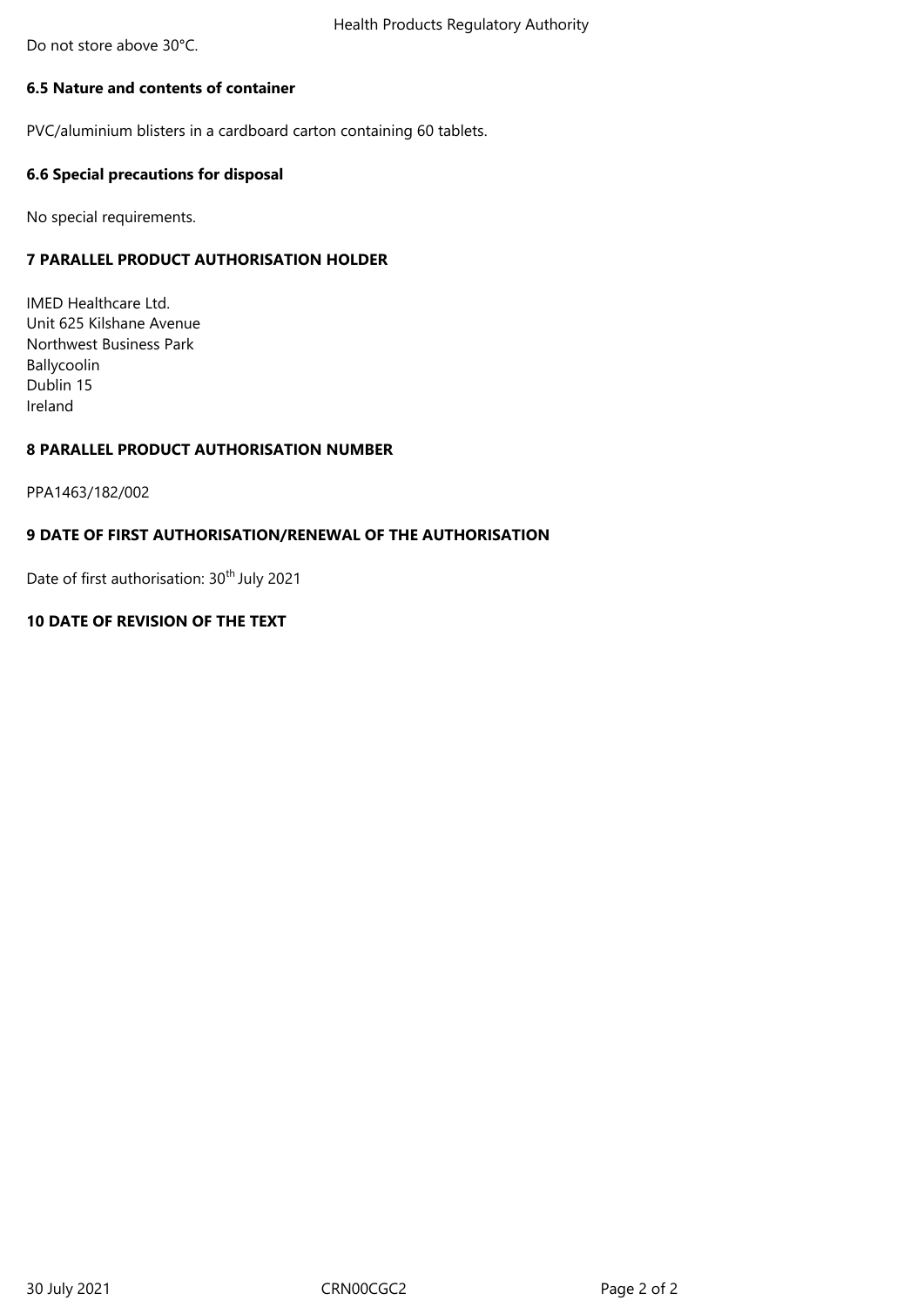Do not store above 30°C.

### 6.5 Nature and contents of container

PVC/aluminium blisters in a cardboard carton containing 60 tablets.

### 6.6 Special precautions for disposal

No special requirements.

## 7 PARALLEL PRODUCT AUTHORISATION HOLDER

IMED Healthcare Ltd.
Unit 625 Kilshane Avenue
Northwest Business Park
Ballycoolin
Dublin 15
Ireland

## 8 PARALLEL PRODUCT AUTHORISATION NUMBER

PPA1463/182/002

## 9 DATE OF FIRST AUTHORISATION/RENEWAL OF THE AUTHORISATION

Date of first authorisation: 30th July 2021

## 10 DATE OF REVISION OF THE TEXT